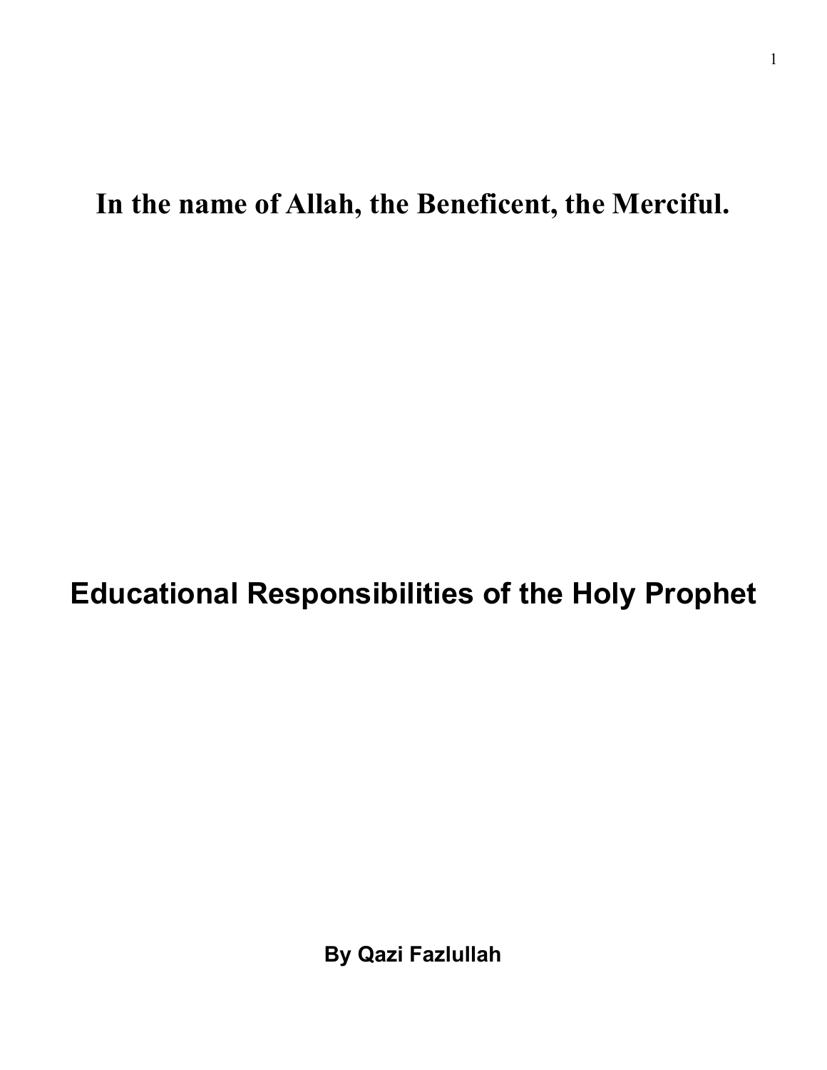**In the name of Allah, the Beneficent, the Merciful.**

# Educational Responsibilities of the Holy Prophet

**By Qazi Fazlullah**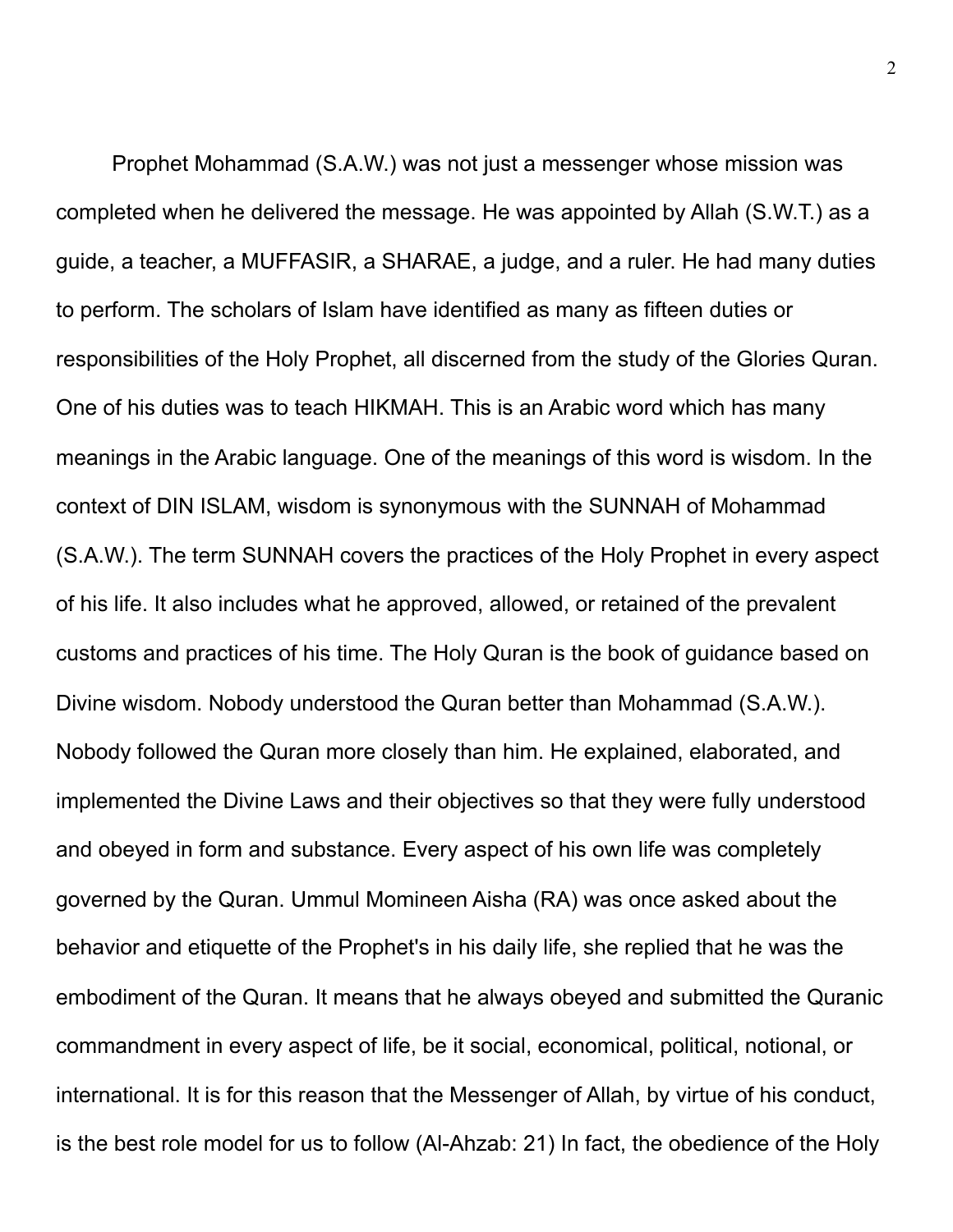Prophet Mohammad (S.A.W.) was not just a messenger whose mission was completed when he delivered the message. He was appointed by Allah (S.W.T.) as a guide, a teacher, a MUFFASIR, a SHARAE, a judge, and a ruler. He had many duties to perform. The scholars of Islam have identified as many as fifteen duties or responsibilities of the Holy Prophet, all discerned from the study of the Glories Quran. One of his duties was to teach HIKMAH. This is an Arabic word which has many meanings in the Arabic language. One of the meanings of this word is wisdom. In the context of DIN ISLAM, wisdom is synonymous with the SUNNAH of Mohammad (S.A.W.). The term SUNNAH covers the practices of the Holy Prophet in every aspect of his life. It also includes what he approved, allowed, or retained of the prevalent customs and practices of his time. The Holy Quran is the book of guidance based on Divine wisdom. Nobody understood the Quran better than Mohammad (S.A.W.). Nobody followed the Quran more closely than him. He explained, elaborated, and implemented the Divine Laws and their objectives so that they were fully understood and obeyed in form and substance. Every aspect of his own life was completely governed by the Quran. Ummul Momineen Aisha (RA) was once asked about the behavior and etiquette of the Prophet's in his daily life, she replied that he was the embodiment of the Quran. It means that he always obeyed and submitted the Quranic commandment in every aspect of life, be it social, economical, political, notional, or international. It is for this reason that the Messenger of Allah, by virtue of his conduct, is the best role model for us to follow (Al-Ahzab: 21) In fact, the obedience of the Holy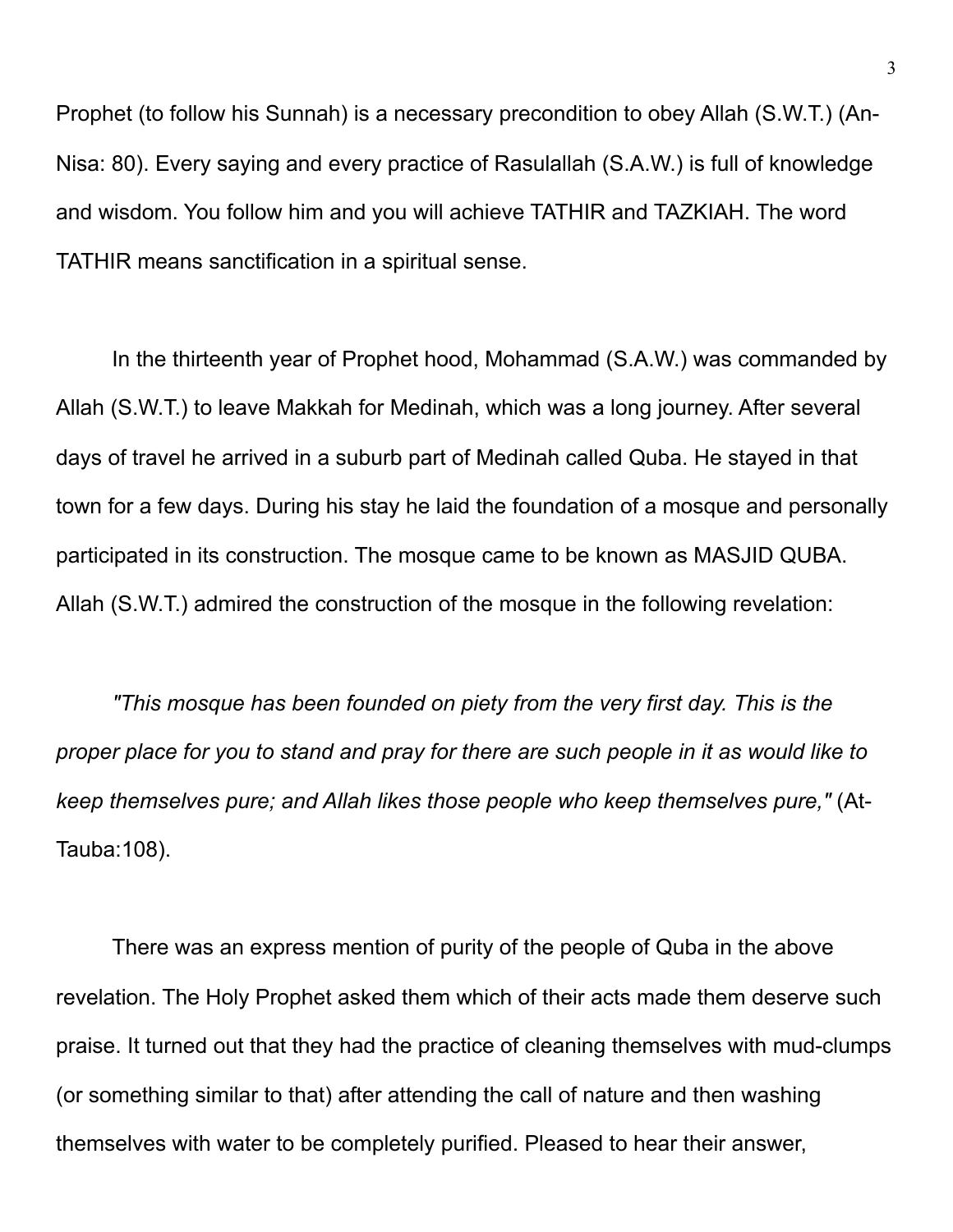Prophet (to follow his Sunnah) is a necessary precondition to obey Allah (S.W.T.) (An-Nisa: 80). Every saying and every practice of Rasulallah (S.A.W.) is full of knowledge and wisdom. You follow him and you will achieve TATHIR and TAZKIAH. The word TATHIR means sanctification in a spiritual sense.

In the thirteenth year of Prophet hood, Mohammad (S.A.W.) was commanded by Allah (S.W.T.) to leave Makkah for Medinah, which was a long journey. After several days of travel he arrived in a suburb part of Medinah called Quba. He stayed in that town for a few days. During his stay he laid the foundation of a mosque and personally participated in its construction. The mosque came to be known as MASJID QUBA. Allah (S.W.T.) admired the construction of the mosque in the following revelation:

*"This mosque has been founded on piety from the very first day. This is the proper place for you to stand and pray for there are such people in it as would like to keep themselves pure; and Allah likes those people who keep themselves pure,"* (At-Tauba:108).

There was an express mention of purity of the people of Quba in the above revelation. The Holy Prophet asked them which of their acts made them deserve such praise. It turned out that they had the practice of cleaning themselves with mud-clumps (or something similar to that) after attending the call of nature and then washing themselves with water to be completely purified. Pleased to hear their answer,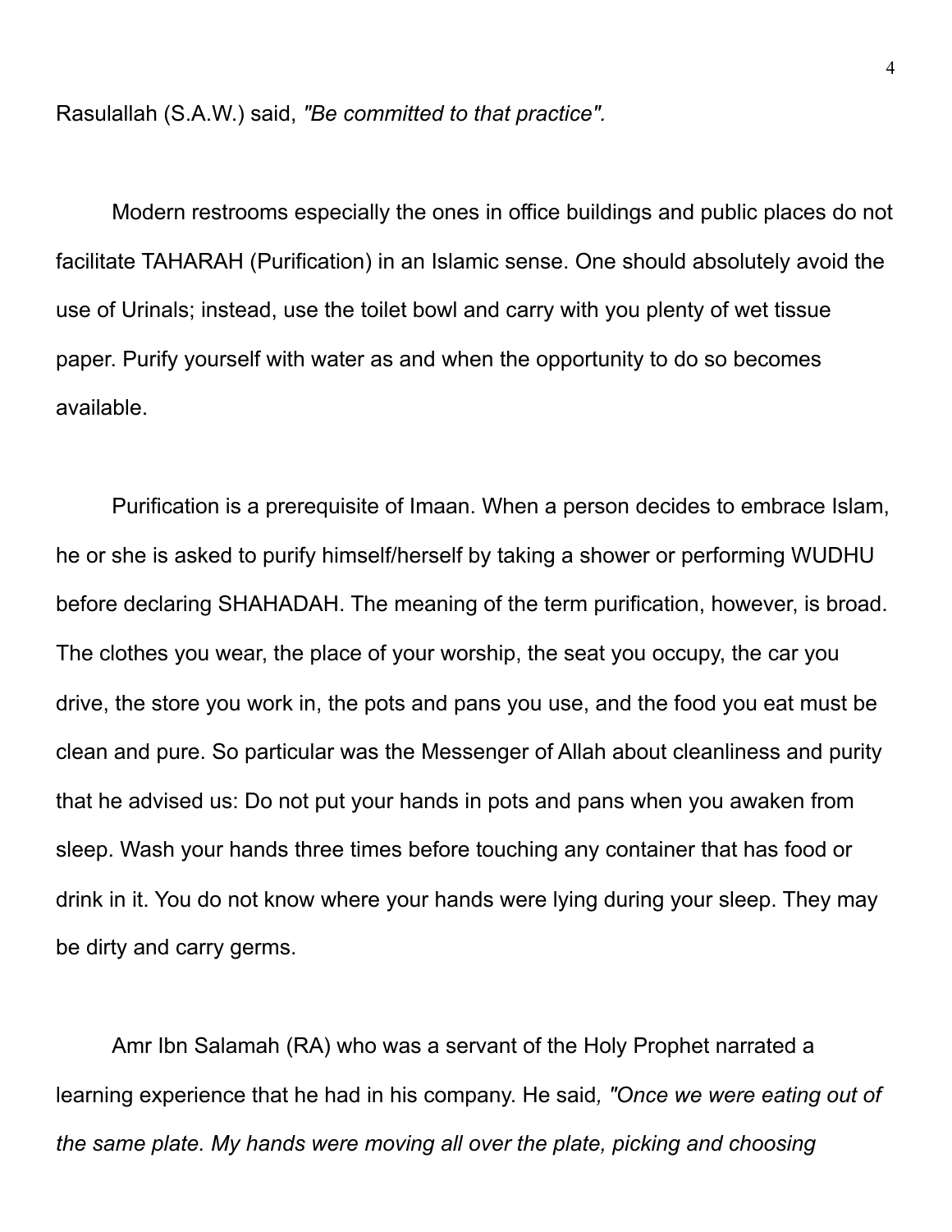Rasulallah (S.A.W.) said, *"Be committed to that practice".*

Modern restrooms especially the ones in office buildings and public places do not facilitate TAHARAH (Purification) in an Islamic sense. One should absolutely avoid the use of Urinals; instead, use the toilet bowl and carry with you plenty of wet tissue paper. Purify yourself with water as and when the opportunity to do so becomes available.

Purification is a prerequisite of Imaan. When a person decides to embrace Islam, he or she is asked to purify himself/herself by taking a shower or performing WUDHU before declaring SHAHADAH. The meaning of the term purification, however, is broad. The clothes you wear, the place of your worship, the seat you occupy, the car you drive, the store you work in, the pots and pans you use, and the food you eat must be clean and pure. So particular was the Messenger of Allah about cleanliness and purity that he advised us: Do not put your hands in pots and pans when you awaken from sleep. Wash your hands three times before touching any container that has food or drink in it. You do not know where your hands were lying during your sleep. They may be dirty and carry germs.

Amr Ibn Salamah (RA) who was a servant of the Holy Prophet narrated a learning experience that he had in his company. He said, *"Once we were eating out of the same plate. My hands were moving all over the plate, picking and choosing*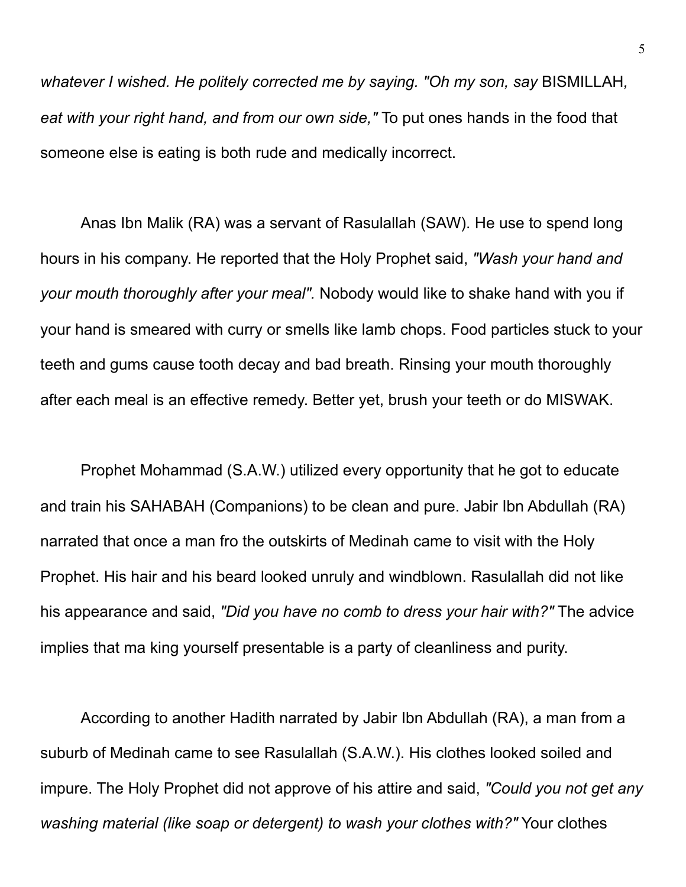*whatever I wished. He politely corrected me by saying. "Oh my son, say* BISMILLAH*, eat with your right hand, and from our own side,"* To put ones hands in the food that someone else is eating is both rude and medically incorrect.

Anas Ibn Malik (RA) was a servant of Rasulallah (SAW). He use to spend long hours in his company. He reported that the Holy Prophet said, *"Wash your hand and your mouth thoroughly after your meal".* Nobody would like to shake hand with you if your hand is smeared with curry or smells like lamb chops. Food particles stuck to your teeth and gums cause tooth decay and bad breath. Rinsing your mouth thoroughly after each meal is an effective remedy. Better yet, brush your teeth or do MISWAK.

Prophet Mohammad (S.A.W.) utilized every opportunity that he got to educate and train his SAHABAH (Companions) to be clean and pure. Jabir Ibn Abdullah (RA) narrated that once a man fro the outskirts of Medinah came to visit with the Holy Prophet. His hair and his beard looked unruly and windblown. Rasulallah did not like his appearance and said, *"Did you have no comb to dress your hair with?"* The advice implies that ma king yourself presentable is a party of cleanliness and purity.

According to another Hadith narrated by Jabir Ibn Abdullah (RA), a man from a suburb of Medinah came to see Rasulallah (S.A.W.). His clothes looked soiled and impure. The Holy Prophet did not approve of his attire and said, *"Could you not get any washing material (like soap or detergent) to wash your clothes with?"* Your clothes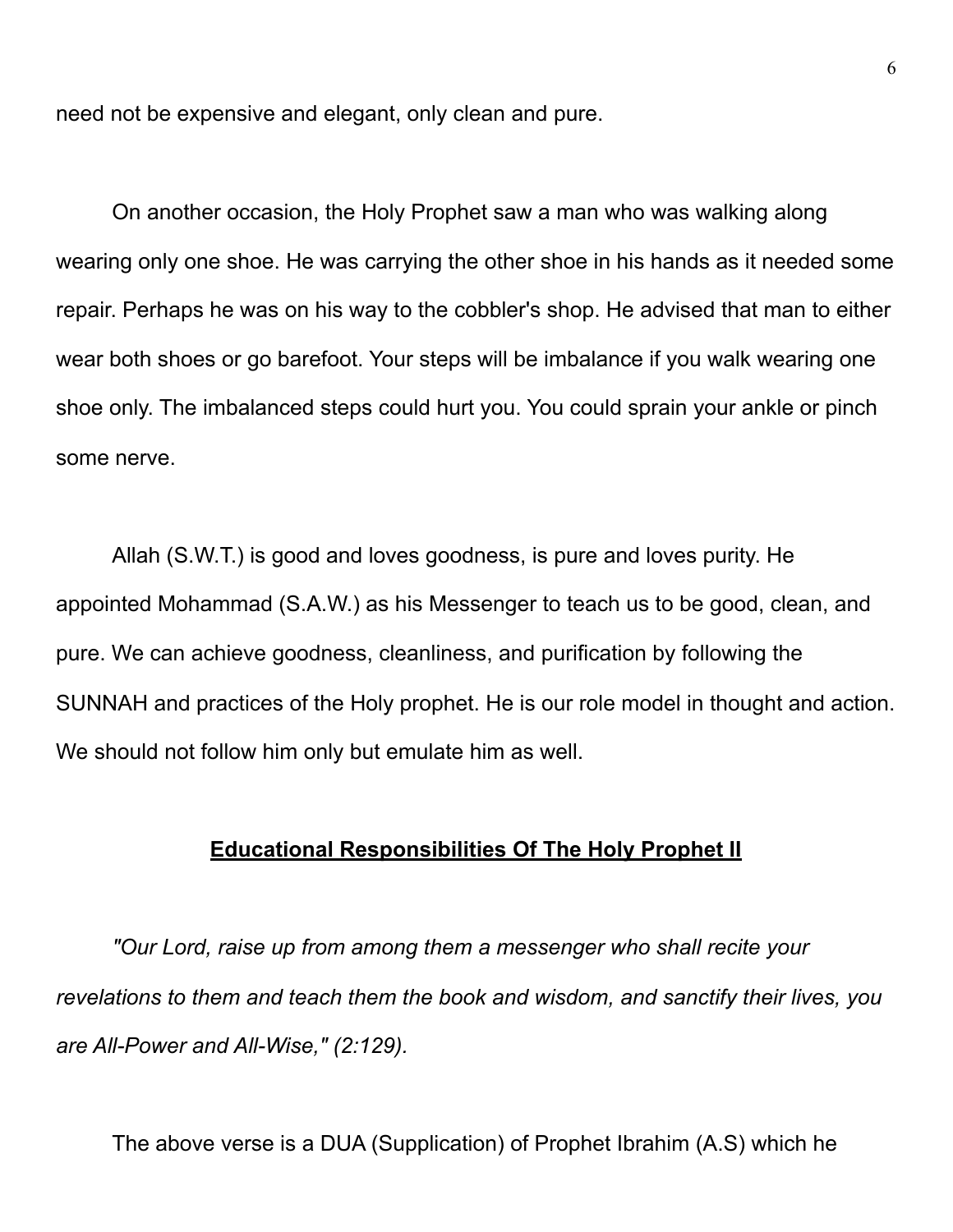need not be expensive and elegant, only clean and pure.

On another occasion, the Holy Prophet saw a man who was walking along wearing only one shoe. He was carrying the other shoe in his hands as it needed some repair. Perhaps he was on his way to the cobbler's shop. He advised that man to either wear both shoes or go barefoot. Your steps will be imbalance if you walk wearing one shoe only. The imbalanced steps could hurt you. You could sprain your ankle or pinch some nerve.

Allah (S.W.T.) is good and loves goodness, is pure and loves purity. He appointed Mohammad (S.A.W.) as his Messenger to teach us to be good, clean, and pure. We can achieve goodness, cleanliness, and purification by following the SUNNAH and practices of the Holy prophet. He is our role model in thought and action. We should not follow him only but emulate him as well.

## Educational Responsibilities Of The Holy Prophet II

*"Our Lord, raise up from among them a messenger who shall recite your revelations to them and teach them the book and wisdom, and sanctify their lives, you are All-Power and All-Wise," (2:129).*

The above verse is a DUA (Supplication) of Prophet Ibrahim (A.S) which he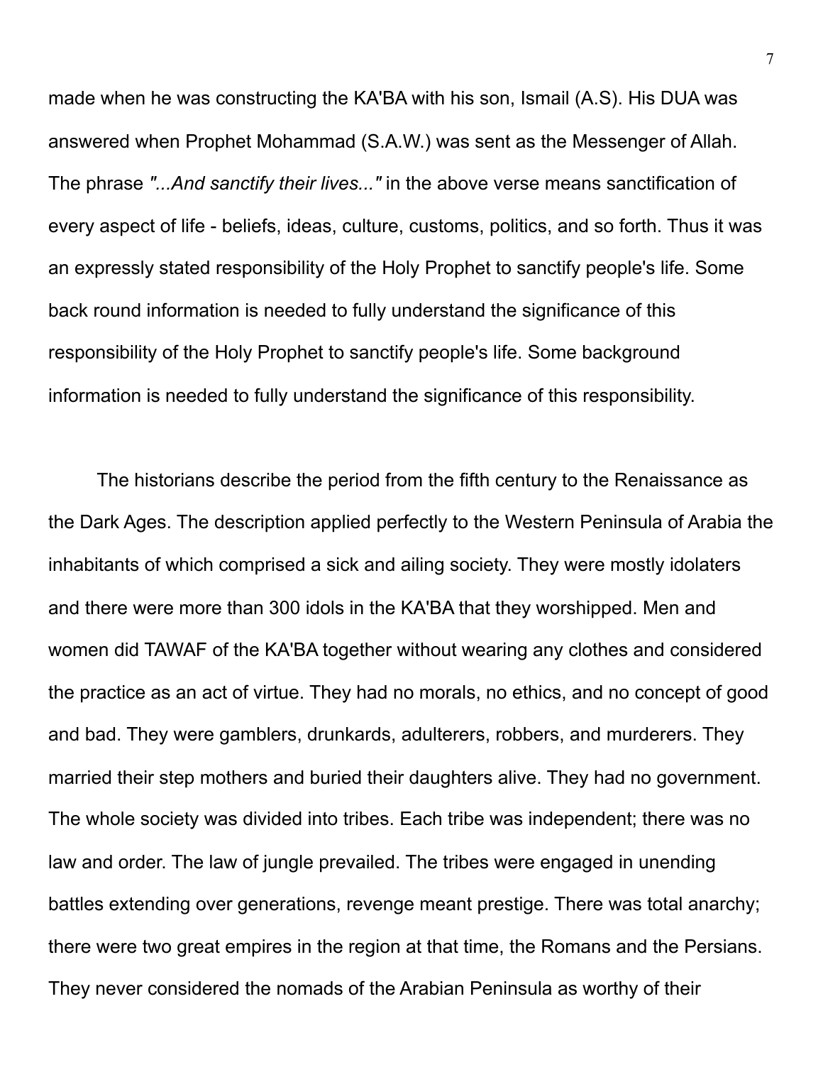made when he was constructing the KA'BA with his son, Ismail (A.S). His DUA was answered when Prophet Mohammad (S.A.W.) was sent as the Messenger of Allah. The phrase *"...And sanctify their lives..."* in the above verse means sanctification of every aspect of life - beliefs, ideas, culture, customs, politics, and so forth. Thus it was an expressly stated responsibility of the Holy Prophet to sanctify people's life. Some back round information is needed to fully understand the significance of this responsibility of the Holy Prophet to sanctify people's life. Some background information is needed to fully understand the significance of this responsibility.

The historians describe the period from the fifth century to the Renaissance as the Dark Ages. The description applied perfectly to the Western Peninsula of Arabia the inhabitants of which comprised a sick and ailing society. They were mostly idolaters and there were more than 300 idols in the KA'BA that they worshipped. Men and women did TAWAF of the KA'BA together without wearing any clothes and considered the practice as an act of virtue. They had no morals, no ethics, and no concept of good and bad. They were gamblers, drunkards, adulterers, robbers, and murderers. They married their step mothers and buried their daughters alive. They had no government. The whole society was divided into tribes. Each tribe was independent; there was no law and order. The law of jungle prevailed. The tribes were engaged in unending battles extending over generations, revenge meant prestige. There was total anarchy; there were two great empires in the region at that time, the Romans and the Persians. They never considered the nomads of the Arabian Peninsula as worthy of their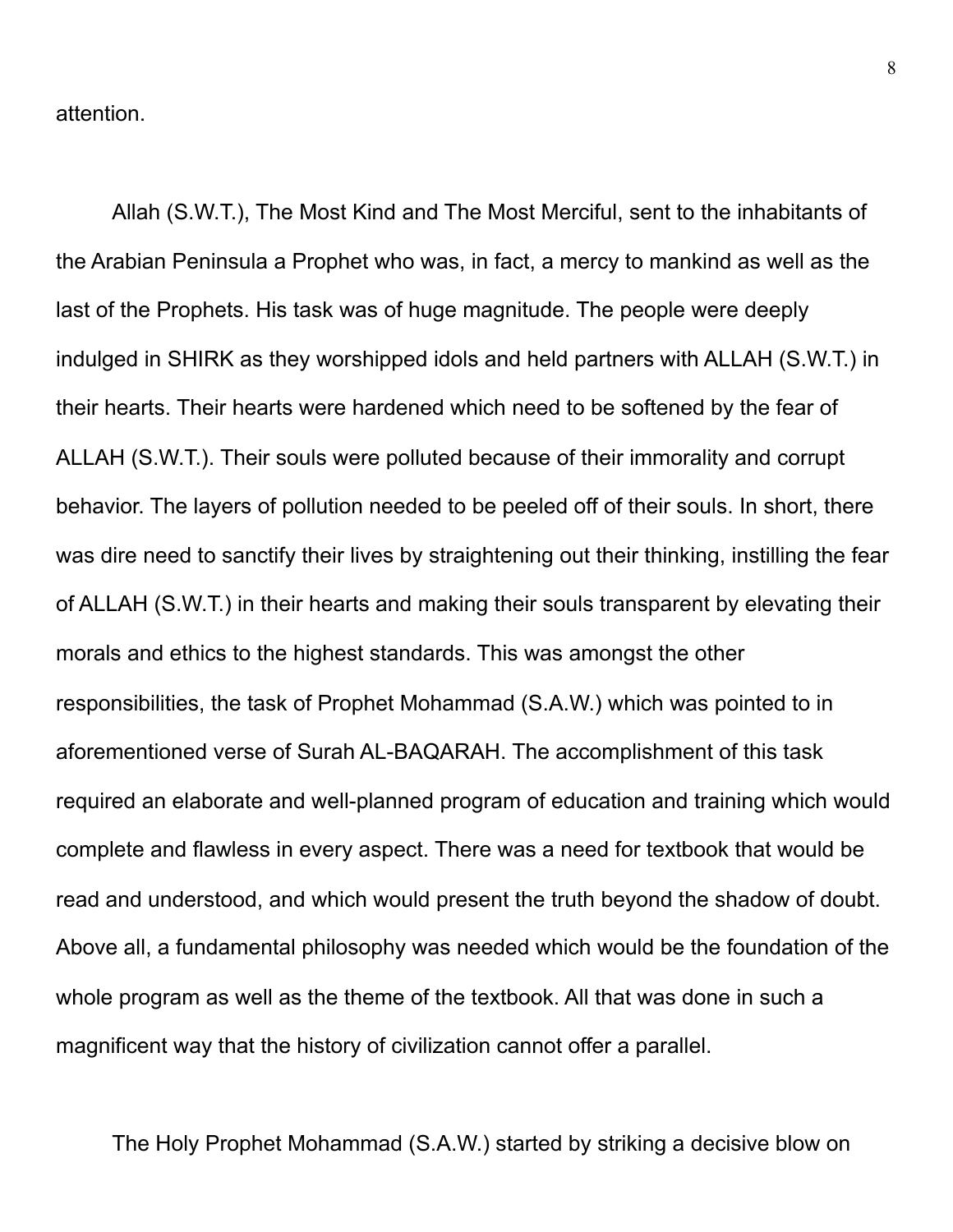attention.

Allah (S.W.T.), The Most Kind and The Most Merciful, sent to the inhabitants of the Arabian Peninsula a Prophet who was, in fact, a mercy to mankind as well as the last of the Prophets. His task was of huge magnitude. The people were deeply indulged in SHIRK as they worshipped idols and held partners with ALLAH (S.W.T.) in their hearts. Their hearts were hardened which need to be softened by the fear of ALLAH (S.W.T.). Their souls were polluted because of their immorality and corrupt behavior. The layers of pollution needed to be peeled off of their souls. In short, there was dire need to sanctify their lives by straightening out their thinking, instilling the fear of ALLAH (S.W.T.) in their hearts and making their souls transparent by elevating their morals and ethics to the highest standards. This was amongst the other responsibilities, the task of Prophet Mohammad (S.A.W.) which was pointed to in aforementioned verse of Surah AL-BAQARAH. The accomplishment of this task required an elaborate and well-planned program of education and training which would complete and flawless in every aspect. There was a need for textbook that would be read and understood, and which would present the truth beyond the shadow of doubt. Above all, a fundamental philosophy was needed which would be the foundation of the whole program as well as the theme of the textbook. All that was done in such a magnificent way that the history of civilization cannot offer a parallel.

The Holy Prophet Mohammad (S.A.W.) started by striking a decisive blow on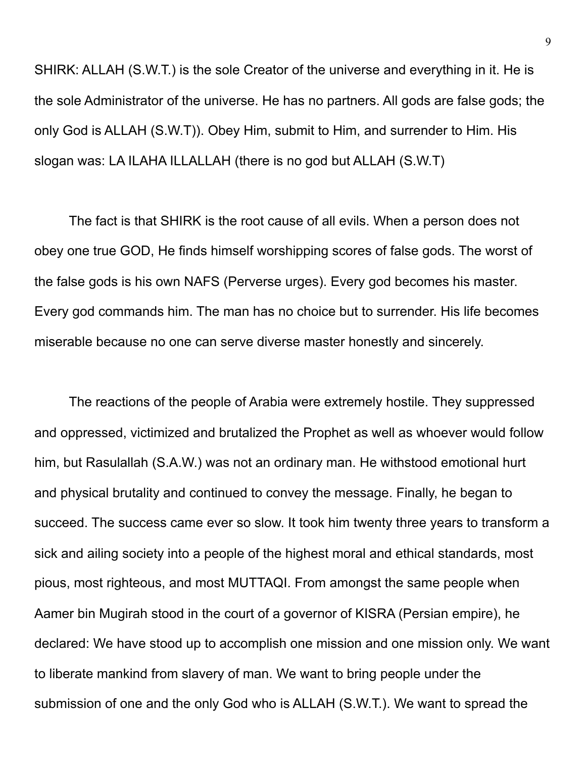SHIRK: ALLAH (S.W.T.) is the sole Creator of the universe and everything in it. He is the sole Administrator of the universe. He has no partners. All gods are false gods; the only God is ALLAH (S.W.T)). Obey Him, submit to Him, and surrender to Him. His slogan was: LA ILAHA ILLALLAH (there is no god but ALLAH (S.W.T)

The fact is that SHIRK is the root cause of all evils. When a person does not obey one true GOD, He finds himself worshipping scores of false gods. The worst of the false gods is his own NAFS (Perverse urges). Every god becomes his master. Every god commands him. The man has no choice but to surrender. His life becomes miserable because no one can serve diverse master honestly and sincerely.

The reactions of the people of Arabia were extremely hostile. They suppressed and oppressed, victimized and brutalized the Prophet as well as whoever would follow him, but Rasulallah (S.A.W.) was not an ordinary man. He withstood emotional hurt and physical brutality and continued to convey the message. Finally, he began to succeed. The success came ever so slow. It took him twenty three years to transform a sick and ailing society into a people of the highest moral and ethical standards, most pious, most righteous, and most MUTTAQI. From amongst the same people when Aamer bin Mugirah stood in the court of a governor of KISRA (Persian empire), he declared: We have stood up to accomplish one mission and one mission only. We want to liberate mankind from slavery of man. We want to bring people under the submission of one and the only God who is ALLAH (S.W.T.). We want to spread the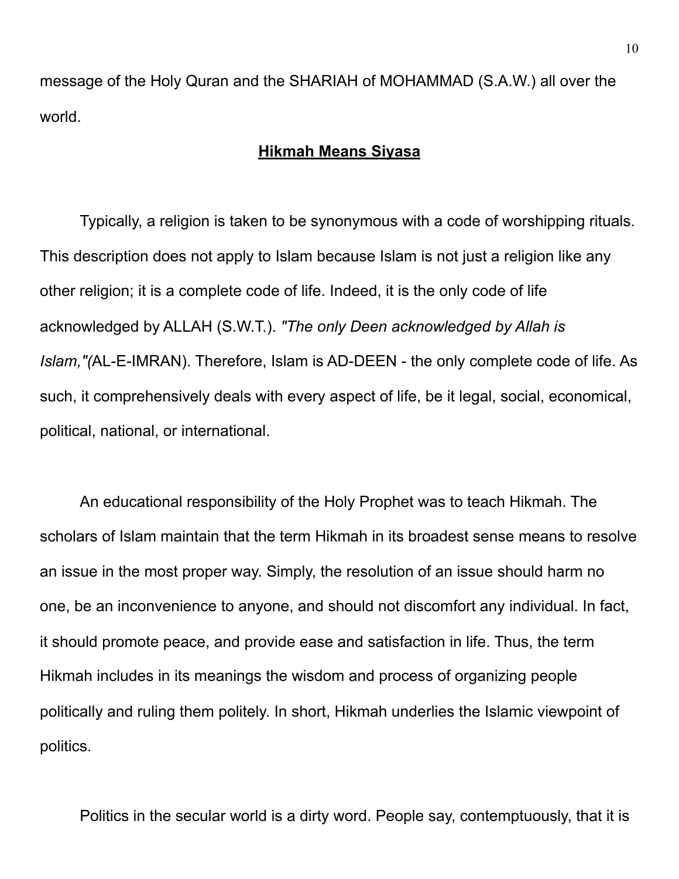message of the Holy Quran and the SHARIAH of MOHAMMAD (S.A.W.) all over the world.

## **Hikmah Means Siyasa**

Typically, a religion is taken to be synonymous with a code of worshipping rituals. This description does not apply to Islam because Islam is not just a religion like any other religion; it is a complete code of life. Indeed, it is the only code of life acknowledged by ALLAH (S.W.T.). *"The only Deen acknowledged by Allah is Islam,"(*AL-E-IMRAN). Therefore, Islam is AD-DEEN - the only complete code of life. As such, it comprehensively deals with every aspect of life, be it legal, social, economical, political, national, or international.

An educational responsibility of the Holy Prophet was to teach Hikmah. The scholars of Islam maintain that the term Hikmah in its broadest sense means to resolve an issue in the most proper way. Simply, the resolution of an issue should harm no one, be an inconvenience to anyone, and should not discomfort any individual. In fact, it should promote peace, and provide ease and satisfaction in life. Thus, the term Hikmah includes in its meanings the wisdom and process of organizing people politically and ruling them politely. In short, Hikmah underlies the Islamic viewpoint of politics.

Politics in the secular world is a dirty word. People say, contemptuously, that it is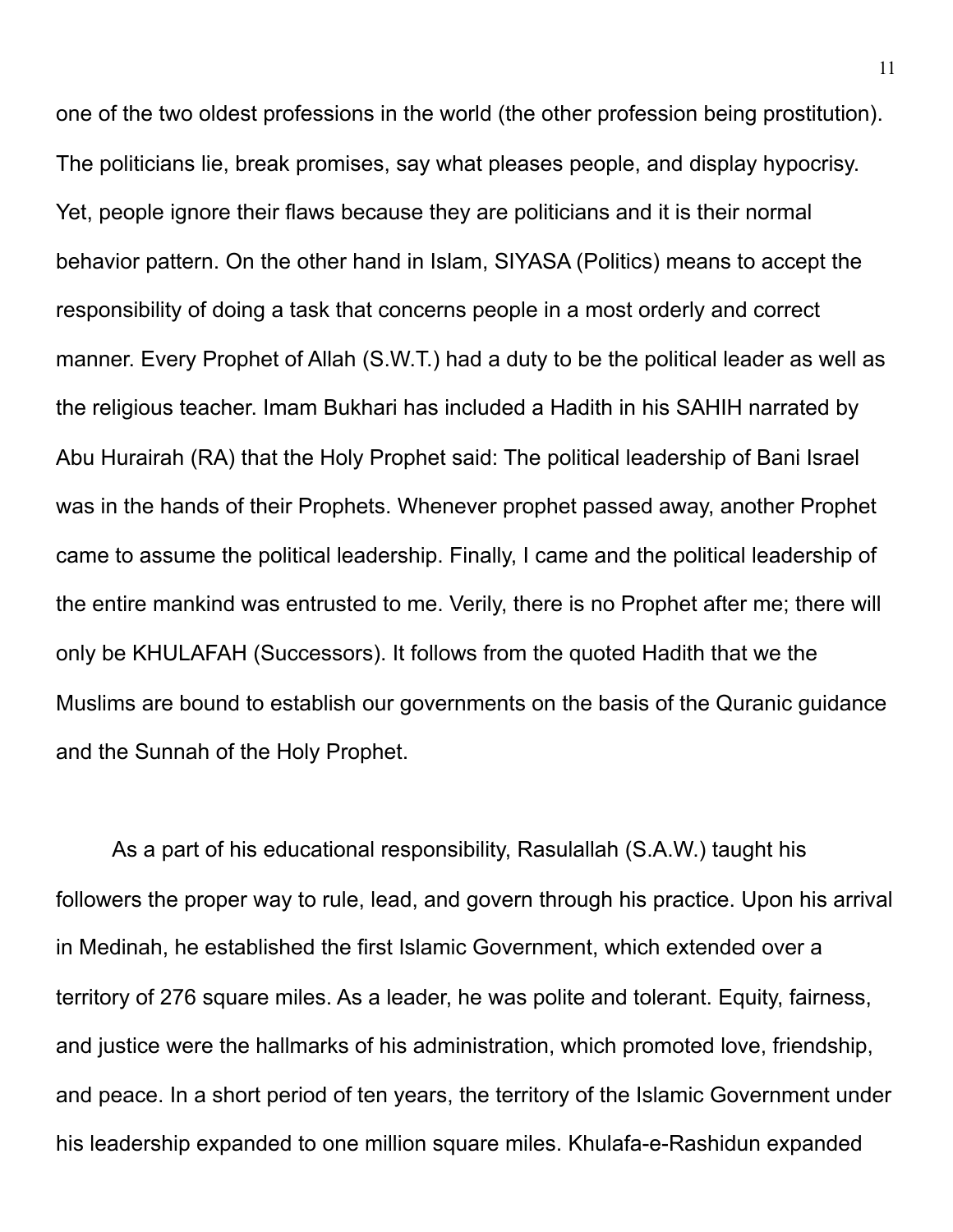one of the two oldest professions in the world (the other profession being prostitution). The politicians lie, break promises, say what pleases people, and display hypocrisy. Yet, people ignore their flaws because they are politicians and it is their normal behavior pattern. On the other hand in Islam, SIYASA (Politics) means to accept the responsibility of doing a task that concerns people in a most orderly and correct manner. Every Prophet of Allah (S.W.T.) had a duty to be the political leader as well as the religious teacher. Imam Bukhari has included a Hadith in his SAHIH narrated by Abu Hurairah (RA) that the Holy Prophet said: The political leadership of Bani Israel was in the hands of their Prophets. Whenever prophet passed away, another Prophet came to assume the political leadership. Finally, I came and the political leadership of the entire mankind was entrusted to me. Verily, there is no Prophet after me; there will only be KHULAFAH (Successors). It follows from the quoted Hadith that we the Muslims are bound to establish our governments on the basis of the Quranic guidance and the Sunnah of the Holy Prophet.

As a part of his educational responsibility, Rasulallah (S.A.W.) taught his followers the proper way to rule, lead, and govern through his practice. Upon his arrival in Medinah, he established the first Islamic Government, which extended over a territory of 276 square miles. As a leader, he was polite and tolerant. Equity, fairness, and justice were the hallmarks of his administration, which promoted love, friendship, and peace. In a short period of ten years, the territory of the Islamic Government under his leadership expanded to one million square miles. Khulafa-e-Rashidun expanded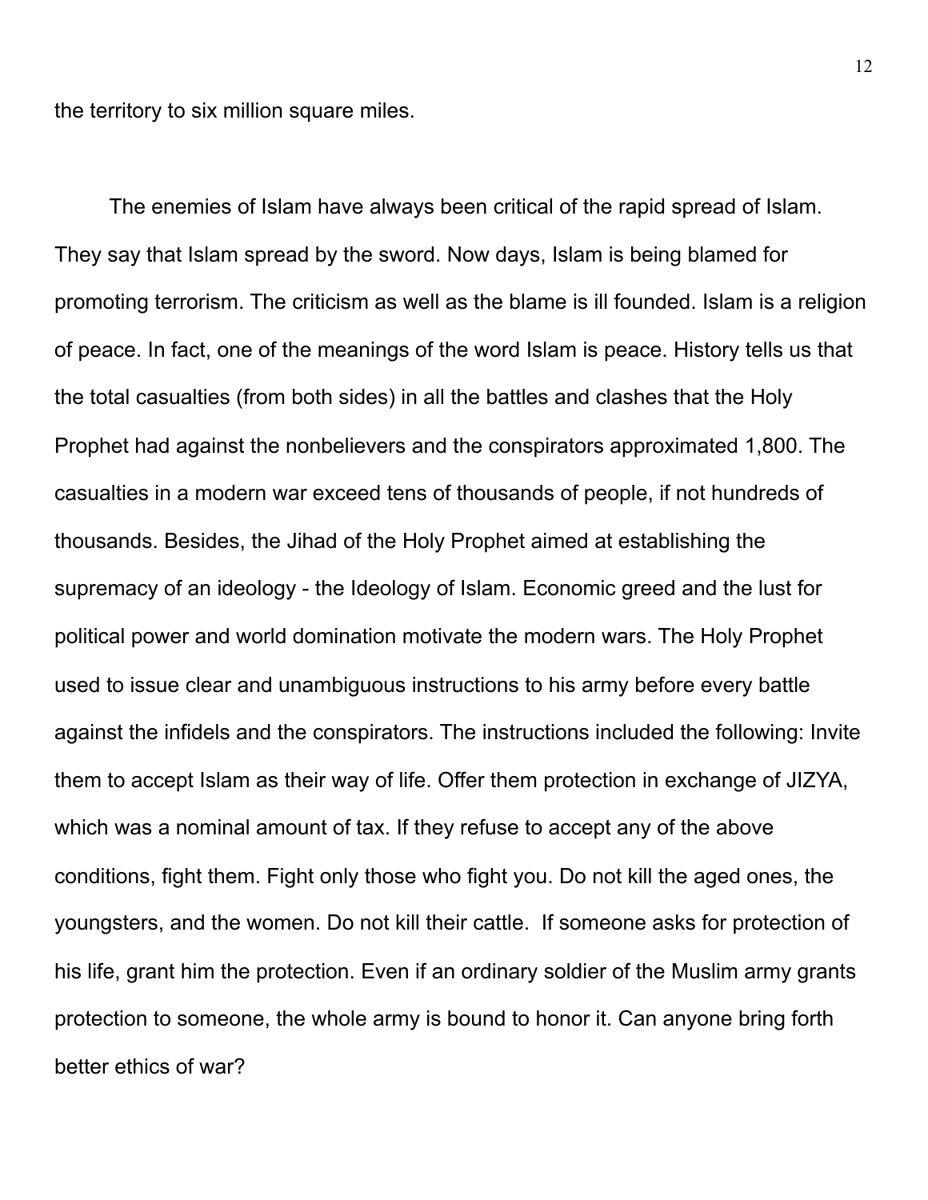the territory to six million square miles.

The enemies of Islam have always been critical of the rapid spread of Islam. They say that Islam spread by the sword. Now days, Islam is being blamed for promoting terrorism. The criticism as well as the blame is ill founded. Islam is a religion of peace. In fact, one of the meanings of the word Islam is peace. History tells us that the total casualties (from both sides) in all the battles and clashes that the Holy Prophet had against the nonbelievers and the conspirators approximated 1,800. The casualties in a modern war exceed tens of thousands of people, if not hundreds of thousands. Besides, the Jihad of the Holy Prophet aimed at establishing the supremacy of an ideology - the Ideology of Islam. Economic greed and the lust for political power and world domination motivate the modern wars. The Holy Prophet used to issue clear and unambiguous instructions to his army before every battle against the infidels and the conspirators. The instructions included the following: Invite them to accept Islam as their way of life. Offer them protection in exchange of JIZYA, which was a nominal amount of tax. If they refuse to accept any of the above conditions, fight them. Fight only those who fight you. Do not kill the aged ones, the youngsters, and the women. Do not kill their cattle. If someone asks for protection of his life, grant him the protection. Even if an ordinary soldier of the Muslim army grants protection to someone, the whole army is bound to honor it. Can anyone bring forth better ethics of war?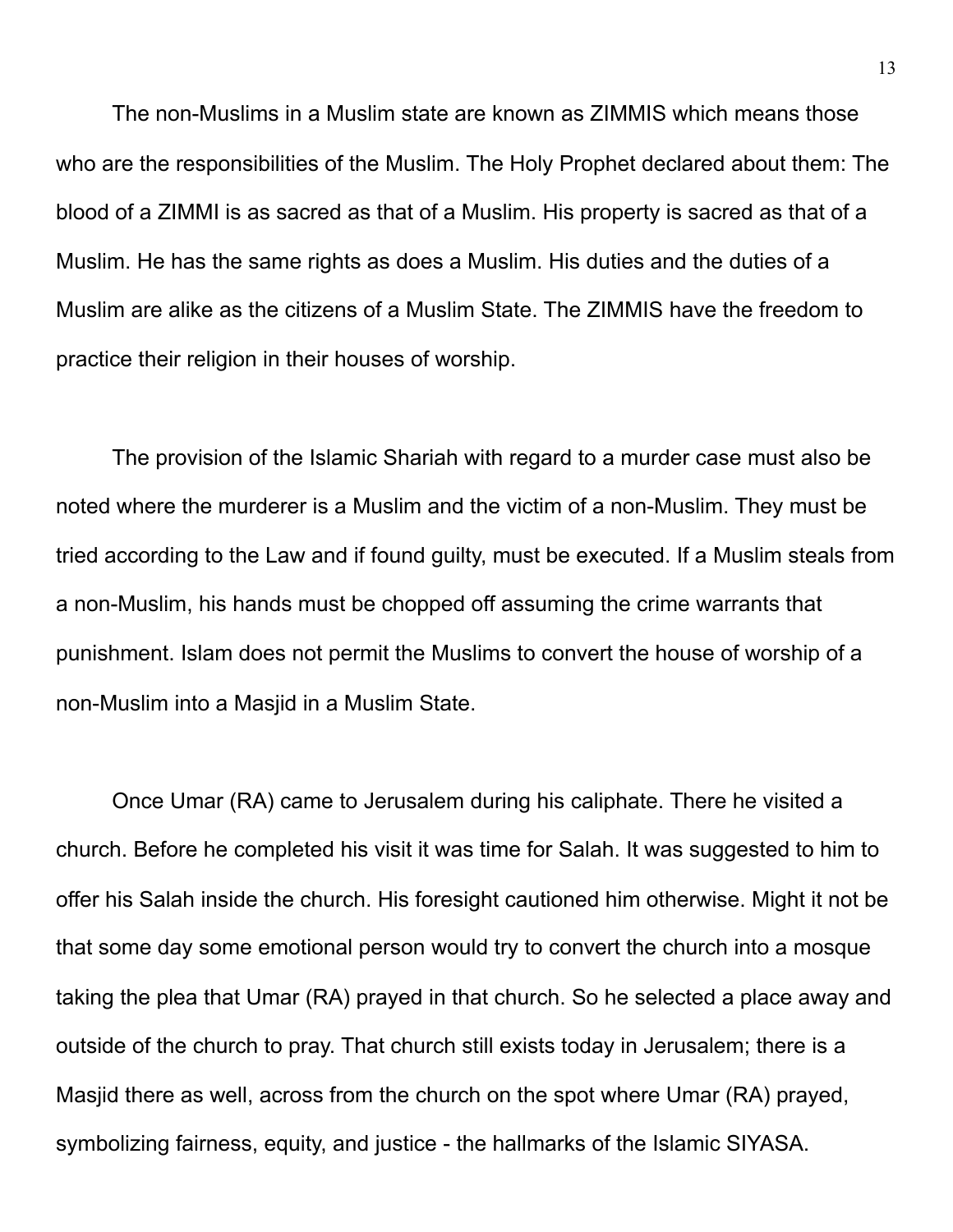The non-Muslims in a Muslim state are known as ZIMMIS which means those who are the responsibilities of the Muslim. The Holy Prophet declared about them: The blood of a ZIMMI is as sacred as that of a Muslim. His property is sacred as that of a Muslim. He has the same rights as does a Muslim. His duties and the duties of a Muslim are alike as the citizens of a Muslim State. The ZIMMIS have the freedom to practice their religion in their houses of worship.

The provision of the Islamic Shariah with regard to a murder case must also be noted where the murderer is a Muslim and the victim of a non-Muslim. They must be tried according to the Law and if found guilty, must be executed. If a Muslim steals from a non-Muslim, his hands must be chopped off assuming the crime warrants that punishment. Islam does not permit the Muslims to convert the house of worship of a non-Muslim into a Masjid in a Muslim State.

Once Umar (RA) came to Jerusalem during his caliphate. There he visited a church. Before he completed his visit it was time for Salah. It was suggested to him to offer his Salah inside the church. His foresight cautioned him otherwise. Might it not be that some day some emotional person would try to convert the church into a mosque taking the plea that Umar (RA) prayed in that church. So he selected a place away and outside of the church to pray. That church still exists today in Jerusalem; there is a Masjid there as well, across from the church on the spot where Umar (RA) prayed, symbolizing fairness, equity, and justice - the hallmarks of the Islamic SIYASA.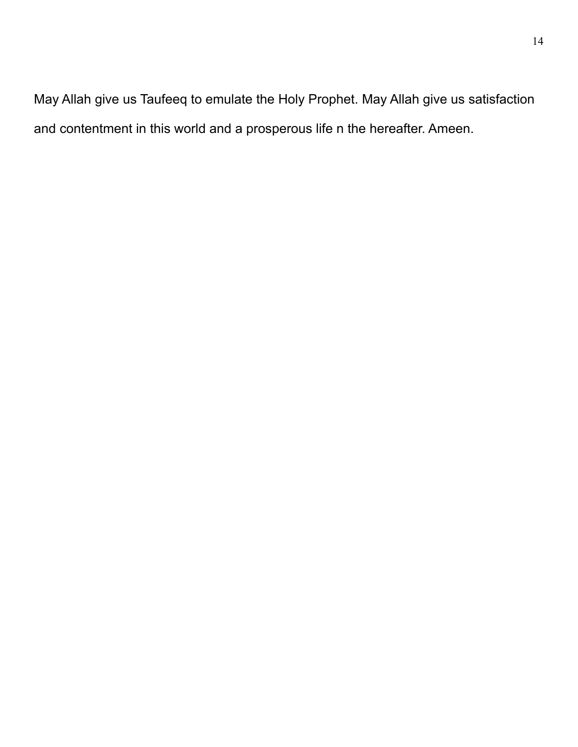May Allah give us Taufeeq to emulate the Holy Prophet. May Allah give us satisfaction and contentment in this world and a prosperous life n the hereafter. Ameen.